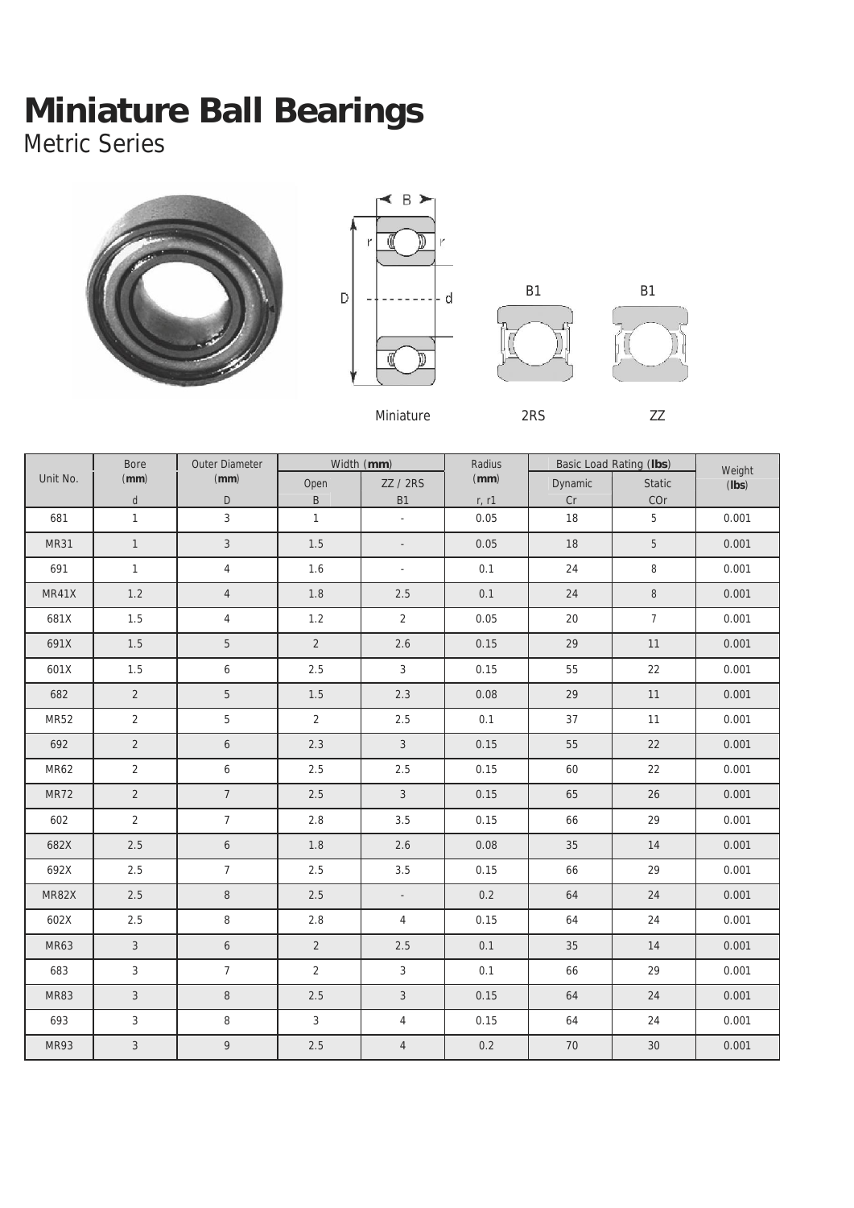# Miniature Ball Bearings

Metric Series

Miniature

2RS

ZZ

| Unit No. | Bore (mm) | Outer Diameter (mm) | Width (mm) | | Radius (mm) | Basic Load Rating (lbs) | | Weight (lbs) |
|---|---|---|---|---|---|---|---|---|
| | d | D | Open B | ZZ / 2RS B1 | r, r1 | Dynamic Cr | Static COr | |
| 681 | 1 | 3 | 1 | - | 0.05 | 18 | 5 | 0.001 |
| MR31 | 1 | 3 | 1.5 | - | 0.05 | 18 | 5 | 0.001 |
| 691 | 1 | 4 | 1.6 | - | 0.1 | 24 | 8 | 0.001 |
| MR41X | 1.2 | 4 | 1.8 | 2.5 | 0.1 | 24 | 8 | 0.001 |
| 681X | 1.5 | 4 | 1.2 | 2 | 0.05 | 20 | 7 | 0.001 |
| 691X | 1.5 | 5 | 2 | 2.6 | 0.15 | 29 | 11 | 0.001 |
| 601X | 1.5 | 6 | 2.5 | 3 | 0.15 | 55 | 22 | 0.001 |
| 682 | 2 | 5 | 1.5 | 2.3 | 0.08 | 29 | 11 | 0.001 |
| MR52 | 2 | 5 | 2 | 2.5 | 0.1 | 37 | 11 | 0.001 |
| 692 | 2 | 6 | 2.3 | 3 | 0.15 | 55 | 22 | 0.001 |
| MR62 | 2 | 6 | 2.5 | 2.5 | 0.15 | 60 | 22 | 0.001 |
| MR72 | 2 | 7 | 2.5 | 3 | 0.15 | 65 | 26 | 0.001 |
| 602 | 2 | 7 | 2.8 | 3.5 | 0.15 | 66 | 29 | 0.001 |
| 682X | 2.5 | 6 | 1.8 | 2.6 | 0.08 | 35 | 14 | 0.001 |
| 692X | 2.5 | 7 | 2.5 | 3.5 | 0.15 | 66 | 29 | 0.001 |
| MR82X | 2.5 | 8 | 2.5 | - | 0.2 | 64 | 24 | 0.001 |
| 602X | 2.5 | 8 | 2.8 | 4 | 0.15 | 64 | 24 | 0.001 |
| MR63 | 3 | 6 | 2 | 2.5 | 0.1 | 35 | 14 | 0.001 |
| 683 | 3 | 7 | 2 | 3 | 0.1 | 66 | 29 | 0.001 |
| MR83 | 3 | 8 | 2.5 | 3 | 0.15 | 64 | 24 | 0.001 |
| 693 | 3 | 8 | 3 | 4 | 0.15 | 64 | 24 | 0.001 |
| MR93 | 3 | 9 | 2.5 | 4 | 0.2 | 70 | 30 | 0.001 |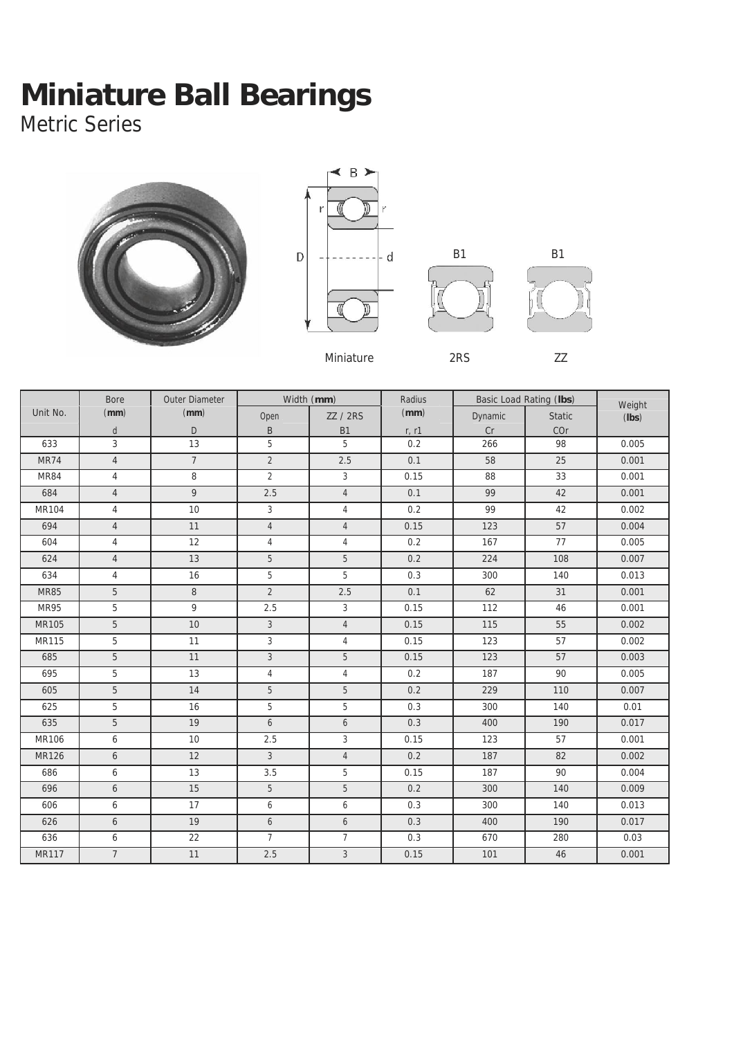# Miniature Ball Bearings

Metric Series

B

r

r

D

d

B1

B1

Miniature

2RS

ZZ

| Unit No. | Bore (**mm**) | Outer Diameter (**mm**) | Width (**mm**) | | Radius (**mm**) | Basic Load Rating (**lbs**) | | Weight (**lbs**) |
|---|---|---|---|---|---|---|---|---|
| | | | Open | ZZ / 2RS | | Dynamic | Static | |
| | d | D | B | B1 | r, r1 | Cr | COr | |
| 633 | 3 | 13 | 5 | 5 | 0.2 | 266 | 98 | 0.005 |
| MR74 | 4 | 7 | 2 | 2.5 | 0.1 | 58 | 25 | 0.001 |
| MR84 | 4 | 8 | 2 | 3 | 0.15 | 88 | 33 | 0.001 |
| 684 | 4 | 9 | 2.5 | 4 | 0.1 | 99 | 42 | 0.001 |
| MR104 | 4 | 10 | 3 | 4 | 0.2 | 99 | 42 | 0.002 |
| 694 | 4 | 11 | 4 | 4 | 0.15 | 123 | 57 | 0.004 |
| 604 | 4 | 12 | 4 | 4 | 0.2 | 167 | 77 | 0.005 |
| 624 | 4 | 13 | 5 | 5 | 0.2 | 224 | 108 | 0.007 |
| 634 | 4 | 16 | 5 | 5 | 0.3 | 300 | 140 | 0.013 |
| MR85 | 5 | 8 | 2 | 2.5 | 0.1 | 62 | 31 | 0.001 |
| MR95 | 5 | 9 | 2.5 | 3 | 0.15 | 112 | 46 | 0.001 |
| MR105 | 5 | 10 | 3 | 4 | 0.15 | 115 | 55 | 0.002 |
| MR115 | 5 | 11 | 3 | 4 | 0.15 | 123 | 57 | 0.002 |
| 685 | 5 | 11 | 3 | 5 | 0.15 | 123 | 57 | 0.003 |
| 695 | 5 | 13 | 4 | 4 | 0.2 | 187 | 90 | 0.005 |
| 605 | 5 | 14 | 5 | 5 | 0.2 | 229 | 110 | 0.007 |
| 625 | 5 | 16 | 5 | 5 | 0.3 | 300 | 140 | 0.01 |
| 635 | 5 | 19 | 6 | 6 | 0.3 | 400 | 190 | 0.017 |
| MR106 | 6 | 10 | 2.5 | 3 | 0.15 | 123 | 57 | 0.001 |
| MR126 | 6 | 12 | 3 | 4 | 0.2 | 187 | 82 | 0.002 |
| 686 | 6 | 13 | 3.5 | 5 | 0.15 | 187 | 90 | 0.004 |
| 696 | 6 | 15 | 5 | 5 | 0.2 | 300 | 140 | 0.009 |
| 606 | 6 | 17 | 6 | 6 | 0.3 | 300 | 140 | 0.013 |
| 626 | 6 | 19 | 6 | 6 | 0.3 | 400 | 190 | 0.017 |
| 636 | 6 | 22 | 7 | 7 | 0.3 | 670 | 280 | 0.03 |
| MR117 | 7 | 11 | 2.5 | 3 | 0.15 | 101 | 46 | 0.001 |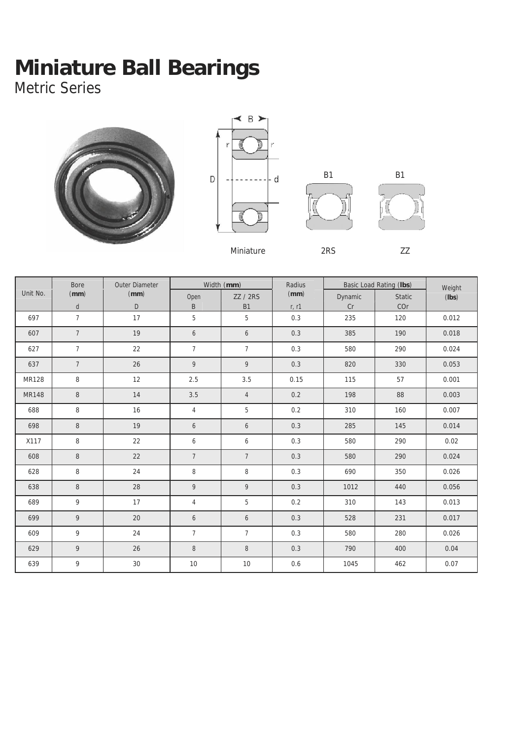# Miniature Ball Bearings

Metric Series

B

r r

D d

B1 B1

Miniature 2RS ZZ

| Unit No. | Bore (mm) | Outer Diameter (mm) | Width (mm) | | Radius (mm) | Basic Load Rating (lbs) | | Weight (lbs) |
|---|---|---|---|---|---|---|---|---|
| | d | D | Open B | ZZ / 2RS B1 | r, r1 | Dynamic Cr | Static C0r | |
| 697 | 7 | 17 | 5 | 5 | 0.3 | 235 | 120 | 0.012 |
| 607 | 7 | 19 | 6 | 6 | 0.3 | 385 | 190 | 0.018 |
| 627 | 7 | 22 | 7 | 7 | 0.3 | 580 | 290 | 0.024 |
| 637 | 7 | 26 | 9 | 9 | 0.3 | 820 | 330 | 0.053 |
| MR128 | 8 | 12 | 2.5 | 3.5 | 0.15 | 115 | 57 | 0.001 |
| MR148 | 8 | 14 | 3.5 | 4 | 0.2 | 198 | 88 | 0.003 |
| 688 | 8 | 16 | 4 | 5 | 0.2 | 310 | 160 | 0.007 |
| 698 | 8 | 19 | 6 | 6 | 0.3 | 285 | 145 | 0.014 |
| X117 | 8 | 22 | 6 | 6 | 0.3 | 580 | 290 | 0.02 |
| 608 | 8 | 22 | 7 | 7 | 0.3 | 580 | 290 | 0.024 |
| 628 | 8 | 24 | 8 | 8 | 0.3 | 690 | 350 | 0.026 |
| 638 | 8 | 28 | 9 | 9 | 0.3 | 1012 | 440 | 0.056 |
| 689 | 9 | 17 | 4 | 5 | 0.2 | 310 | 143 | 0.013 |
| 699 | 9 | 20 | 6 | 6 | 0.3 | 528 | 231 | 0.017 |
| 609 | 9 | 24 | 7 | 7 | 0.3 | 580 | 280 | 0.026 |
| 629 | 9 | 26 | 8 | 8 | 0.3 | 790 | 400 | 0.04 |
| 639 | 9 | 30 | 10 | 10 | 0.6 | 1045 | 462 | 0.07 |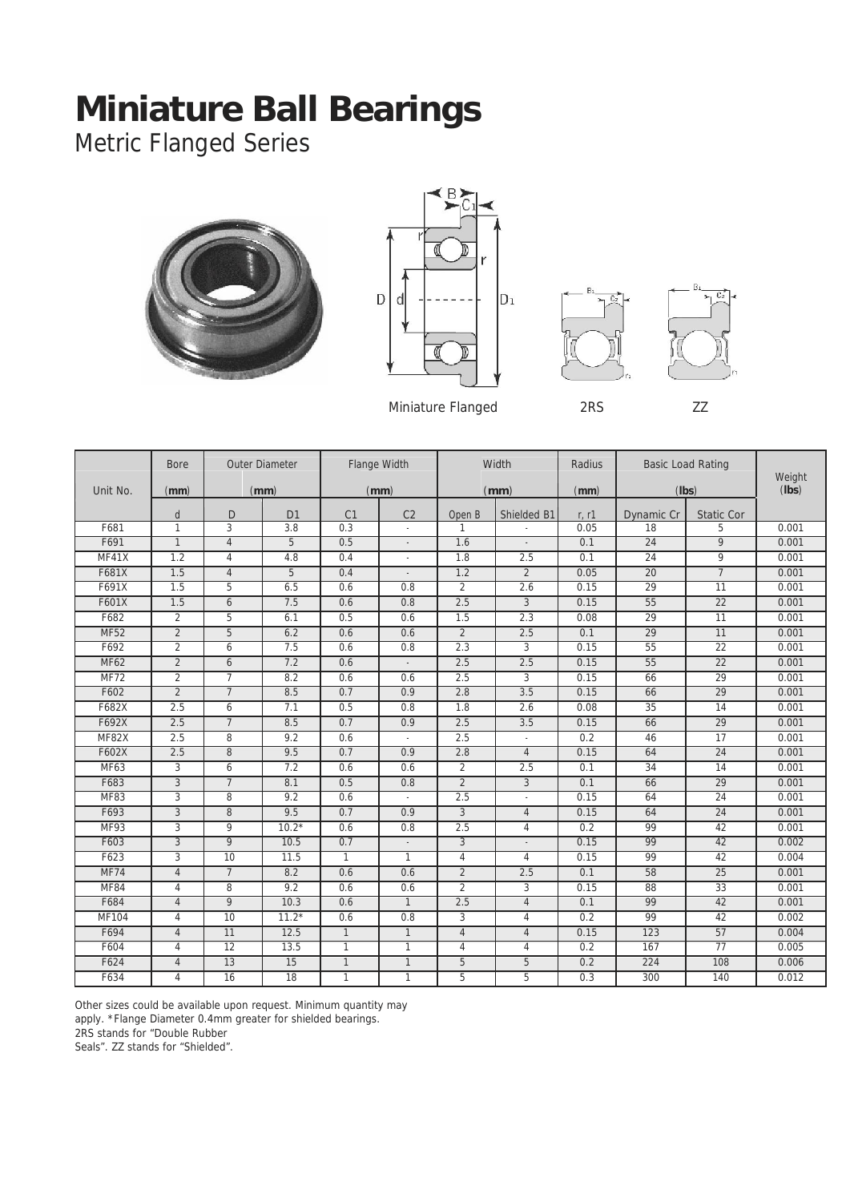# Miniature Ball Bearings

Metric Flanged Series

Miniature Flanged  2RS  ZZ

| Unit No. | Bore (mm) | Outer Diameter (mm) | | Flange Width (mm) | | Width (mm) | | Radius (mm) | Basic Load Rating (lbs) | | Weight (lbs) |
|---|---|---|---|---|---|---|---|---|---|---|---|
| | d | D | D1 | C1 | C2 | Open B | Shielded B1 | r, r1 | Dynamic Cr | Static Cor | |
| F681 | 1 | 3 | 3.8 | 0.3 | - | 1 | - | 0.05 | 18 | 5 | 0.001 |
| F691 | 1 | 4 | 5 | 0.5 | - | 1.6 | - | 0.1 | 24 | 9 | 0.001 |
| MF41X | 1.2 | 4 | 4.8 | 0.4 | - | 1.8 | 2.5 | 0.1 | 24 | 9 | 0.001 |
| F681X | 1.5 | 4 | 5 | 0.4 | - | 1.2 | 2 | 0.05 | 20 | 7 | 0.001 |
| F691X | 1.5 | 5 | 6.5 | 0.6 | 0.8 | 2 | 2.6 | 0.15 | 29 | 11 | 0.001 |
| F601X | 1.5 | 6 | 7.5 | 0.6 | 0.8 | 2.5 | 3 | 0.15 | 55 | 22 | 0.001 |
| F682 | 2 | 5 | 6.1 | 0.5 | 0.6 | 1.5 | 2.3 | 0.08 | 29 | 11 | 0.001 |
| MF52 | 2 | 5 | 6.2 | 0.6 | 0.6 | 2 | 2.5 | 0.1 | 29 | 11 | 0.001 |
| F692 | 2 | 6 | 7.5 | 0.6 | 0.8 | 2.3 | 3 | 0.15 | 55 | 22 | 0.001 |
| MF62 | 2 | 6 | 7.2 | 0.6 | - | 2.5 | 2.5 | 0.15 | 55 | 22 | 0.001 |
| MF72 | 2 | 7 | 8.2 | 0.6 | 0.6 | 2.5 | 3 | 0.15 | 66 | 29 | 0.001 |
| F602 | 2 | 7 | 8.5 | 0.7 | 0.9 | 2.8 | 3.5 | 0.15 | 66 | 29 | 0.001 |
| F682X | 2.5 | 6 | 7.1 | 0.5 | 0.8 | 1.8 | 2.6 | 0.08 | 35 | 14 | 0.001 |
| F692X | 2.5 | 7 | 8.5 | 0.7 | 0.9 | 2.5 | 3.5 | 0.15 | 66 | 29 | 0.001 |
| MF82X | 2.5 | 8 | 9.2 | 0.6 | - | 2.5 | - | 0.2 | 46 | 17 | 0.001 |
| F602X | 2.5 | 8 | 9.5 | 0.7 | 0.9 | 2.8 | 4 | 0.15 | 64 | 24 | 0.001 |
| MF63 | 3 | 6 | 7.2 | 0.6 | 0.6 | 2 | 2.5 | 0.1 | 34 | 14 | 0.001 |
| F683 | 3 | 7 | 8.1 | 0.5 | 0.8 | 2 | 3 | 0.1 | 66 | 29 | 0.001 |
| MF83 | 3 | 8 | 9.2 | 0.6 | - | 2.5 | - | 0.15 | 64 | 24 | 0.001 |
| F693 | 3 | 8 | 9.5 | 0.7 | 0.9 | 3 | 4 | 0.15 | 64 | 24 | 0.001 |
| MF93 | 3 | 9 | 10.2* | 0.6 | 0.8 | 2.5 | 4 | 0.2 | 99 | 42 | 0.001 |
| F603 | 3 | 9 | 10.5 | 0.7 | - | 3 | - | 0.15 | 99 | 42 | 0.002 |
| F623 | 3 | 10 | 11.5 | 1 | 1 | 4 | 4 | 0.15 | 99 | 42 | 0.004 |
| MF74 | 4 | 7 | 8.2 | 0.6 | 0.6 | 2 | 2.5 | 0.1 | 58 | 25 | 0.001 |
| MF84 | 4 | 8 | 9.2 | 0.6 | 0.6 | 2 | 3 | 0.15 | 88 | 33 | 0.001 |
| F684 | 4 | 9 | 10.3 | 0.6 | 1 | 2.5 | 4 | 0.1 | 99 | 42 | 0.001 |
| MF104 | 4 | 10 | 11.2* | 0.6 | 0.8 | 3 | 4 | 0.2 | 99 | 42 | 0.002 |
| F694 | 4 | 11 | 12.5 | 1 | 1 | 4 | 4 | 0.15 | 123 | 57 | 0.004 |
| F604 | 4 | 12 | 13.5 | 1 | 1 | 4 | 4 | 0.2 | 167 | 77 | 0.005 |
| F624 | 4 | 13 | 15 | 1 | 1 | 5 | 5 | 0.2 | 224 | 108 | 0.006 |
| F634 | 4 | 16 | 18 | 1 | 1 | 5 | 5 | 0.3 | 300 | 140 | 0.012 |

Other sizes could be available upon request. Minimum quantity may apply. *Flange Diameter 0.4mm greater for shielded bearings.
2RS stands for "Double Rubber Seals". ZZ stands for "Shielded".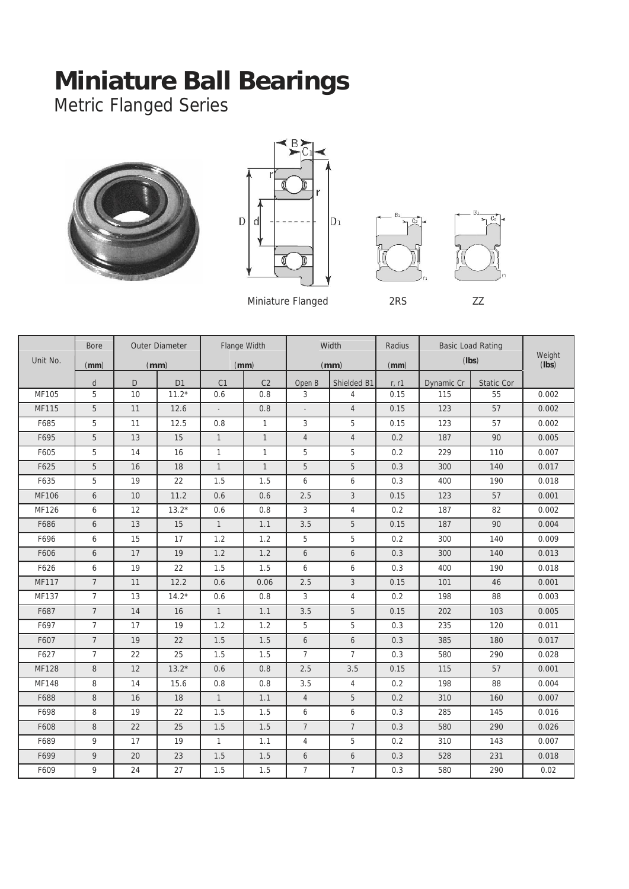# Miniature Ball Bearings

Metric Flanged Series

Miniature Flanged

2RS

ZZ

| Unit No. | Bore (mm) | Outer Diameter (mm) | | Flange Width (mm) | | Width (mm) | | Radius (mm) | Basic Load Rating (lbs) | | Weight (lbs) |
|---|---|---|---|---|---|---|---|---|---|---|---|
| | d | D | D1 | C1 | C2 | Open B | Shielded B1 | r, r1 | Dynamic Cr | Static Cor | |
| MF105 | 5 | 10 | 11.2* | 0.6 | 0.8 | 3 | 4 | 0.15 | 115 | 55 | 0.002 |
| MF115 | 5 | 11 | 12.6 | - | 0.8 | - | 4 | 0.15 | 123 | 57 | 0.002 |
| F685 | 5 | 11 | 12.5 | 0.8 | 1 | 3 | 5 | 0.15 | 123 | 57 | 0.002 |
| F695 | 5 | 13 | 15 | 1 | 1 | 4 | 4 | 0.2 | 187 | 90 | 0.005 |
| F605 | 5 | 14 | 16 | 1 | 1 | 5 | 5 | 0.2 | 229 | 110 | 0.007 |
| F625 | 5 | 16 | 18 | 1 | 1 | 5 | 5 | 0.3 | 300 | 140 | 0.017 |
| F635 | 5 | 19 | 22 | 1.5 | 1.5 | 6 | 6 | 0.3 | 400 | 190 | 0.018 |
| MF106 | 6 | 10 | 11.2 | 0.6 | 0.6 | 2.5 | 3 | 0.15 | 123 | 57 | 0.001 |
| MF126 | 6 | 12 | 13.2* | 0.6 | 0.8 | 3 | 4 | 0.2 | 187 | 82 | 0.002 |
| F686 | 6 | 13 | 15 | 1 | 1.1 | 3.5 | 5 | 0.15 | 187 | 90 | 0.004 |
| F696 | 6 | 15 | 17 | 1.2 | 1.2 | 5 | 5 | 0.2 | 300 | 140 | 0.009 |
| F606 | 6 | 17 | 19 | 1.2 | 1.2 | 6 | 6 | 0.3 | 300 | 140 | 0.013 |
| F626 | 6 | 19 | 22 | 1.5 | 1.5 | 6 | 6 | 0.3 | 400 | 190 | 0.018 |
| MF117 | 7 | 11 | 12.2 | 0.6 | 0.06 | 2.5 | 3 | 0.15 | 101 | 46 | 0.001 |
| MF137 | 7 | 13 | 14.2* | 0.6 | 0.8 | 3 | 4 | 0.2 | 198 | 88 | 0.003 |
| F687 | 7 | 14 | 16 | 1 | 1.1 | 3.5 | 5 | 0.15 | 202 | 103 | 0.005 |
| F697 | 7 | 17 | 19 | 1.2 | 1.2 | 5 | 5 | 0.3 | 235 | 120 | 0.011 |
| F607 | 7 | 19 | 22 | 1.5 | 1.5 | 6 | 6 | 0.3 | 385 | 180 | 0.017 |
| F627 | 7 | 22 | 25 | 1.5 | 1.5 | 7 | 7 | 0.3 | 580 | 290 | 0.028 |
| MF128 | 8 | 12 | 13.2* | 0.6 | 0.8 | 2.5 | 3.5 | 0.15 | 115 | 57 | 0.001 |
| MF148 | 8 | 14 | 15.6 | 0.8 | 0.8 | 3.5 | 4 | 0.2 | 198 | 88 | 0.004 |
| F688 | 8 | 16 | 18 | 1 | 1.1 | 4 | 5 | 0.2 | 310 | 160 | 0.007 |
| F698 | 8 | 19 | 22 | 1.5 | 1.5 | 6 | 6 | 0.3 | 285 | 145 | 0.016 |
| F608 | 8 | 22 | 25 | 1.5 | 1.5 | 7 | 7 | 0.3 | 580 | 290 | 0.026 |
| F689 | 9 | 17 | 19 | 1 | 1.1 | 4 | 5 | 0.2 | 310 | 143 | 0.007 |
| F699 | 9 | 20 | 23 | 1.5 | 1.5 | 6 | 6 | 0.3 | 528 | 231 | 0.018 |
| F609 | 9 | 24 | 27 | 1.5 | 1.5 | 7 | 7 | 0.3 | 580 | 290 | 0.02 |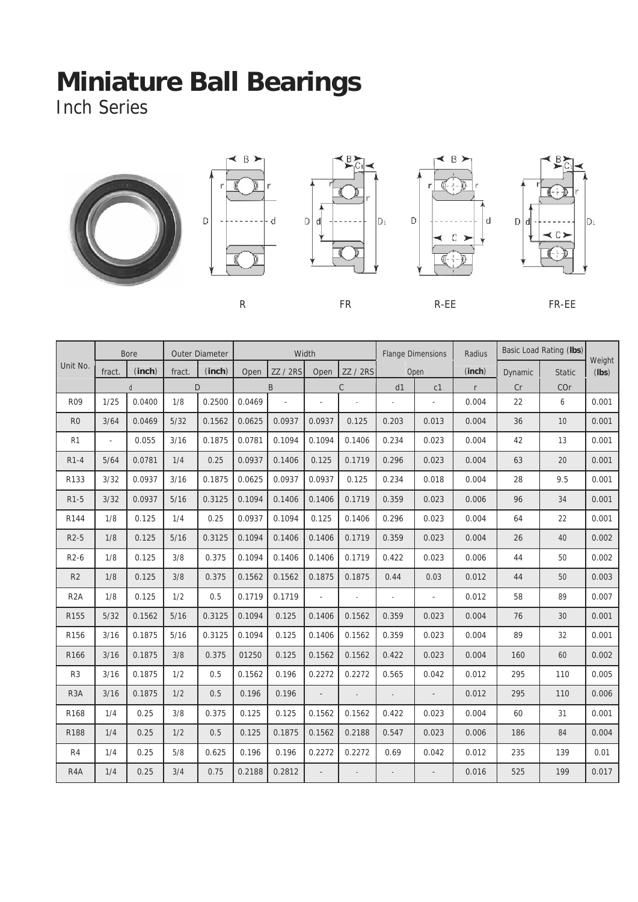# Miniature Ball Bearings

Inch Series

R　　FR　　R-EE　　FR-EE

| Unit No. | Bore | | Outer Diameter | | Width | | | | Flange Dimensions | | Radius | Basic Load Rating (**lbs**) | | Weight (**lbs**) |
|---|---|---|---|---|---|---|---|---|---|---|---|---|---|---|
| | fract. | (**inch**) | fract. | (**inch**) | Open | ZZ / 2RS | Open | ZZ / 2RS | Open | | (**inch**) | Dynamic | Static | |
| | d | | D | | B | | C | | d1 | c1 | r | Cr | COr | |
| R09 | 1/25 | 0.0400 | 1/8 | 0.2500 | 0.0469 | - | - | - | - | - | 0.004 | 22 | 6 | 0.001 |
| R0 | 3/64 | 0.0469 | 5/32 | 0.1562 | 0.0625 | 0.0937 | 0.0937 | 0.125 | 0.203 | 0.013 | 0.004 | 36 | 10 | 0.001 |
| R1 | - | 0.055 | 3/16 | 0.1875 | 0.0781 | 0.1094 | 0.1094 | 0.1406 | 0.234 | 0.023 | 0.004 | 42 | 13 | 0.001 |
| R1-4 | 5/64 | 0.0781 | 1/4 | 0.25 | 0.0937 | 0.1406 | 0.125 | 0.1719 | 0.296 | 0.023 | 0.004 | 63 | 20 | 0.001 |
| R133 | 3/32 | 0.0937 | 3/16 | 0.1875 | 0.0625 | 0.0937 | 0.0937 | 0.125 | 0.234 | 0.018 | 0.004 | 28 | 9.5 | 0.001 |
| R1-5 | 3/32 | 0.0937 | 5/16 | 0.3125 | 0.1094 | 0.1406 | 0.1406 | 0.1719 | 0.359 | 0.023 | 0.006 | 96 | 34 | 0.001 |
| R144 | 1/8 | 0.125 | 1/4 | 0.25 | 0.0937 | 0.1094 | 0.125 | 0.1406 | 0.296 | 0.023 | 0.004 | 64 | 22 | 0.001 |
| R2-5 | 1/8 | 0.125 | 5/16 | 0.3125 | 0.1094 | 0.1406 | 0.1406 | 0.1719 | 0.359 | 0.023 | 0.004 | 26 | 40 | 0.002 |
| R2-6 | 1/8 | 0.125 | 3/8 | 0.375 | 0.1094 | 0.1406 | 0.1406 | 0.1719 | 0.422 | 0.023 | 0.006 | 44 | 50 | 0.002 |
| R2 | 1/8 | 0.125 | 3/8 | 0.375 | 0.1562 | 0.1562 | 0.1875 | 0.1875 | 0.44 | 0.03 | 0.012 | 44 | 50 | 0.003 |
| R2A | 1/8 | 0.125 | 1/2 | 0.5 | 0.1719 | 0.1719 | - | - | - | - | 0.012 | 58 | 89 | 0.007 |
| R155 | 5/32 | 0.1562 | 5/16 | 0.3125 | 0.1094 | 0.125 | 0.1406 | 0.1562 | 0.359 | 0.023 | 0.004 | 76 | 30 | 0.001 |
| R156 | 3/16 | 0.1875 | 5/16 | 0.3125 | 0.1094 | 0.125 | 0.1406 | 0.1562 | 0.359 | 0.023 | 0.004 | 89 | 32 | 0.001 |
| R166 | 3/16 | 0.1875 | 3/8 | 0.375 | 01250 | 0.125 | 0.1562 | 0.1562 | 0.422 | 0.023 | 0.004 | 160 | 60 | 0.002 |
| R3 | 3/16 | 0.1875 | 1/2 | 0.5 | 0.1562 | 0.196 | 0.2272 | 0.2272 | 0.565 | 0.042 | 0.012 | 295 | 110 | 0.005 |
| R3A | 3/16 | 0.1875 | 1/2 | 0.5 | 0.196 | 0.196 | - | - | - | - | 0.012 | 295 | 110 | 0.006 |
| R168 | 1/4 | 0.25 | 3/8 | 0.375 | 0.125 | 0.125 | 0.1562 | 0.1562 | 0.422 | 0.023 | 0.004 | 60 | 31 | 0.001 |
| R188 | 1/4 | 0.25 | 1/2 | 0.5 | 0.125 | 0.1875 | 0.1562 | 0.2188 | 0.547 | 0.023 | 0.006 | 186 | 84 | 0.004 |
| R4 | 1/4 | 0.25 | 5/8 | 0.625 | 0.196 | 0.196 | 0.2272 | 0.2272 | 0.69 | 0.042 | 0.012 | 235 | 139 | 0.01 |
| R4A | 1/4 | 0.25 | 3/4 | 0.75 | 0.2188 | 0.2812 | - | - | - | - | 0.016 | 525 | 199 | 0.017 |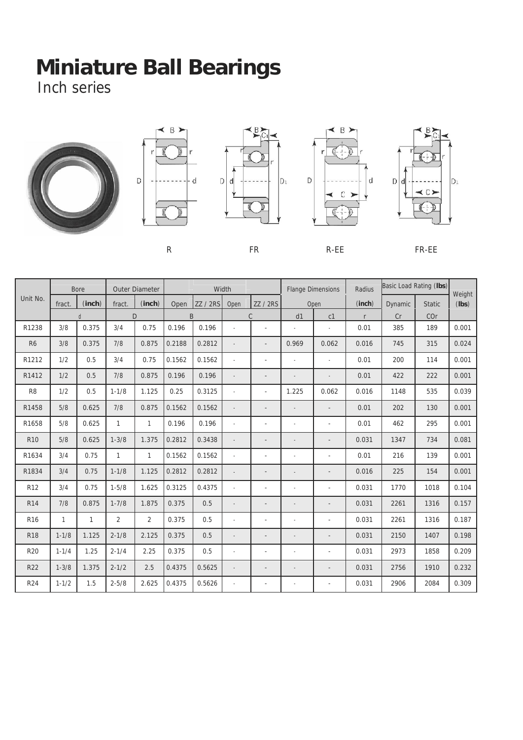# Miniature Ball Bearings

Inch series

R FR R-EE FR-EE

| Unit No. | Bore | | Outer Diameter | | Width | | | | Flange Dimensions | | Radius | Basic Load Rating (**lbs**) | | Weight |
|---|---|---|---|---|---|---|---|---|---|---|---|---|---|---|
| | fract. | (**inch**) | fract. | (**inch**) | Open | ZZ / 2RS | Open | ZZ / 2RS | Open | | (**inch**) | Dynamic | Static | (**lbs**) |
| | d | | D | | B | | C | | d1 | c1 | r | Cr | COr | |
| R1238 | 3/8 | 0.375 | 3/4 | 0.75 | 0.196 | 0.196 | - | - | - | - | 0.01 | 385 | 189 | 0.001 |
| R6 | 3/8 | 0.375 | 7/8 | 0.875 | 0.2188 | 0.2812 | - | - | 0.969 | 0.062 | 0.016 | 745 | 315 | 0.024 |
| R1212 | 1/2 | 0.5 | 3/4 | 0.75 | 0.1562 | 0.1562 | - | - | - | - | 0.01 | 200 | 114 | 0.001 |
| R1412 | 1/2 | 0.5 | 7/8 | 0.875 | 0.196 | 0.196 | - | - | - | - | 0.01 | 422 | 222 | 0.001 |
| R8 | 1/2 | 0.5 | 1-1/8 | 1.125 | 0.25 | 0.3125 | - | - | 1.225 | 0.062 | 0.016 | 1148 | 535 | 0.039 |
| R1458 | 5/8 | 0.625 | 7/8 | 0.875 | 0.1562 | 0.1562 | - | - | - | - | 0.01 | 202 | 130 | 0.001 |
| R1658 | 5/8 | 0.625 | 1 | 1 | 0.196 | 0.196 | - | - | - | - | 0.01 | 462 | 295 | 0.001 |
| R10 | 5/8 | 0.625 | 1-3/8 | 1.375 | 0.2812 | 0.3438 | - | - | - | - | 0.031 | 1347 | 734 | 0.081 |
| R1634 | 3/4 | 0.75 | 1 | 1 | 0.1562 | 0.1562 | - | - | - | - | 0.01 | 216 | 139 | 0.001 |
| R1834 | 3/4 | 0.75 | 1-1/8 | 1.125 | 0.2812 | 0.2812 | - | - | - | - | 0.016 | 225 | 154 | 0.001 |
| R12 | 3/4 | 0.75 | 1-5/8 | 1.625 | 0.3125 | 0.4375 | - | - | - | - | 0.031 | 1770 | 1018 | 0.104 |
| R14 | 7/8 | 0.875 | 1-7/8 | 1.875 | 0.375 | 0.5 | - | - | - | - | 0.031 | 2261 | 1316 | 0.157 |
| R16 | 1 | 1 | 2 | 2 | 0.375 | 0.5 | - | - | - | - | 0.031 | 2261 | 1316 | 0.187 |
| R18 | 1-1/8 | 1.125 | 2-1/8 | 2.125 | 0.375 | 0.5 | - | - | - | - | 0.031 | 2150 | 1407 | 0.198 |
| R20 | 1-1/4 | 1.25 | 2-1/4 | 2.25 | 0.375 | 0.5 | - | - | - | - | 0.031 | 2973 | 1858 | 0.209 |
| R22 | 1-3/8 | 1.375 | 2-1/2 | 2.5 | 0.4375 | 0.5625 | - | - | - | - | 0.031 | 2756 | 1910 | 0.232 |
| R24 | 1-1/2 | 1.5 | 2-5/8 | 2.625 | 0.4375 | 0.5626 | - | - | - | - | 0.031 | 2906 | 2084 | 0.309 |